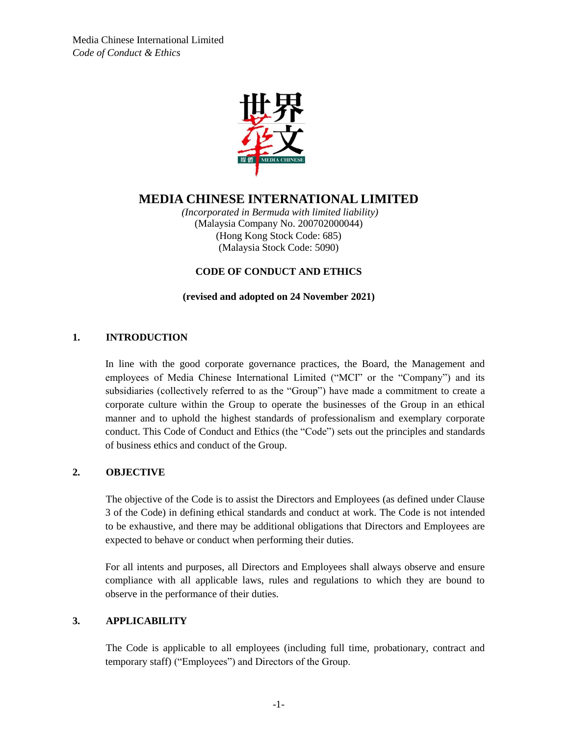# MEDIA CHINESE INTERNATIONAL LIMITED

*(Incorporated in Bermuda with limited liability)*
(Malaysia Company No. 200702000044)
(Hong Kong Stock Code: 685)
(Malaysia Stock Code: 5090)

**CODE OF CONDUCT AND ETHICS**

**(revised and adopted on 24 November 2021)**

## 1. INTRODUCTION

In line with the good corporate governance practices, the Board, the Management and employees of Media Chinese International Limited ("MCI" or the "Company") and its subsidiaries (collectively referred to as the "Group") have made a commitment to create a corporate culture within the Group to operate the businesses of the Group in an ethical manner and to uphold the highest standards of professionalism and exemplary corporate conduct. This Code of Conduct and Ethics (the "Code") sets out the principles and standards of business ethics and conduct of the Group.

## 2. OBJECTIVE

The objective of the Code is to assist the Directors and Employees (as defined under Clause 3 of the Code) in defining ethical standards and conduct at work. The Code is not intended to be exhaustive, and there may be additional obligations that Directors and Employees are expected to behave or conduct when performing their duties.

For all intents and purposes, all Directors and Employees shall always observe and ensure compliance with all applicable laws, rules and regulations to which they are bound to observe in the performance of their duties.

## 3. APPLICABILITY

The Code is applicable to all employees (including full time, probationary, contract and temporary staff) ("Employees") and Directors of the Group.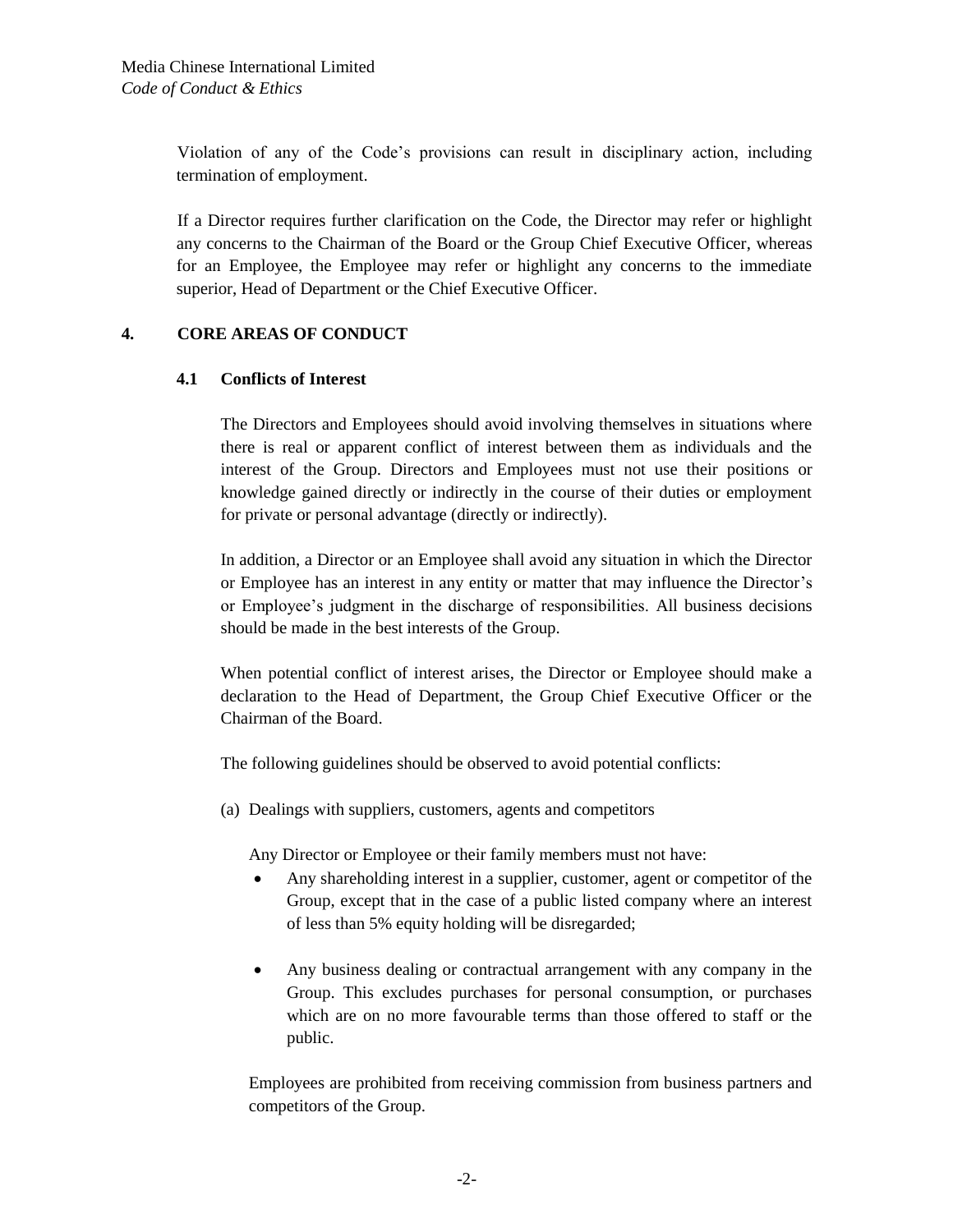Violation of any of the Code's provisions can result in disciplinary action, including termination of employment.

If a Director requires further clarification on the Code, the Director may refer or highlight any concerns to the Chairman of the Board or the Group Chief Executive Officer, whereas for an Employee, the Employee may refer or highlight any concerns to the immediate superior, Head of Department or the Chief Executive Officer.

## 4. CORE AREAS OF CONDUCT

### 4.1 Conflicts of Interest

The Directors and Employees should avoid involving themselves in situations where there is real or apparent conflict of interest between them as individuals and the interest of the Group. Directors and Employees must not use their positions or knowledge gained directly or indirectly in the course of their duties or employment for private or personal advantage (directly or indirectly).

In addition, a Director or an Employee shall avoid any situation in which the Director or Employee has an interest in any entity or matter that may influence the Director's or Employee's judgment in the discharge of responsibilities. All business decisions should be made in the best interests of the Group.

When potential conflict of interest arises, the Director or Employee should make a declaration to the Head of Department, the Group Chief Executive Officer or the Chairman of the Board.

The following guidelines should be observed to avoid potential conflicts:

(a) Dealings with suppliers, customers, agents and competitors

Any Director or Employee or their family members must not have:

- Any shareholding interest in a supplier, customer, agent or competitor of the Group, except that in the case of a public listed company where an interest of less than 5% equity holding will be disregarded;
- Any business dealing or contractual arrangement with any company in the Group. This excludes purchases for personal consumption, or purchases which are on no more favourable terms than those offered to staff or the public.

Employees are prohibited from receiving commission from business partners and competitors of the Group.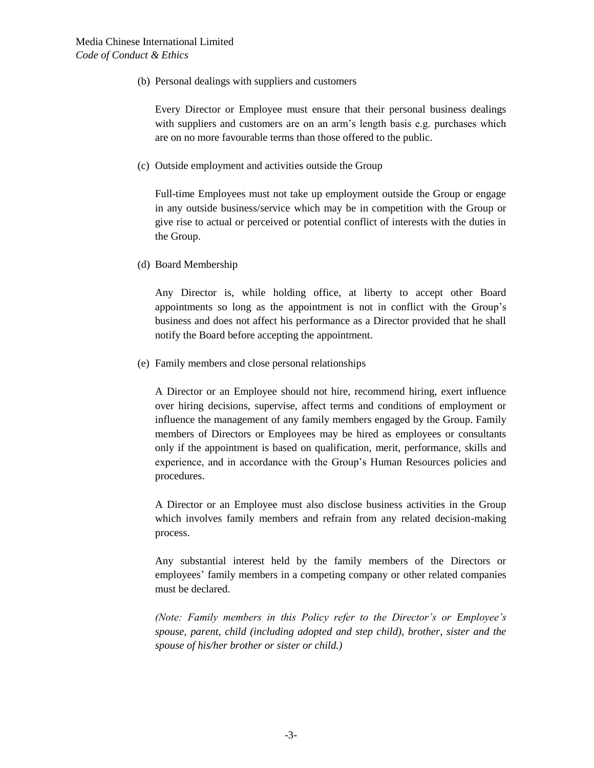(b) Personal dealings with suppliers and customers

Every Director or Employee must ensure that their personal business dealings with suppliers and customers are on an arm's length basis e.g. purchases which are on no more favourable terms than those offered to the public.

(c) Outside employment and activities outside the Group

Full-time Employees must not take up employment outside the Group or engage in any outside business/service which may be in competition with the Group or give rise to actual or perceived or potential conflict of interests with the duties in the Group.

(d) Board Membership

Any Director is, while holding office, at liberty to accept other Board appointments so long as the appointment is not in conflict with the Group's business and does not affect his performance as a Director provided that he shall notify the Board before accepting the appointment.

(e) Family members and close personal relationships

A Director or an Employee should not hire, recommend hiring, exert influence over hiring decisions, supervise, affect terms and conditions of employment or influence the management of any family members engaged by the Group. Family members of Directors or Employees may be hired as employees or consultants only if the appointment is based on qualification, merit, performance, skills and experience, and in accordance with the Group's Human Resources policies and procedures.

A Director or an Employee must also disclose business activities in the Group which involves family members and refrain from any related decision-making process.

Any substantial interest held by the family members of the Directors or employees' family members in a competing company or other related companies must be declared.

*(Note: Family members in this Policy refer to the Director's or Employee's spouse, parent, child (including adopted and step child), brother, sister and the spouse of his/her brother or sister or child.)*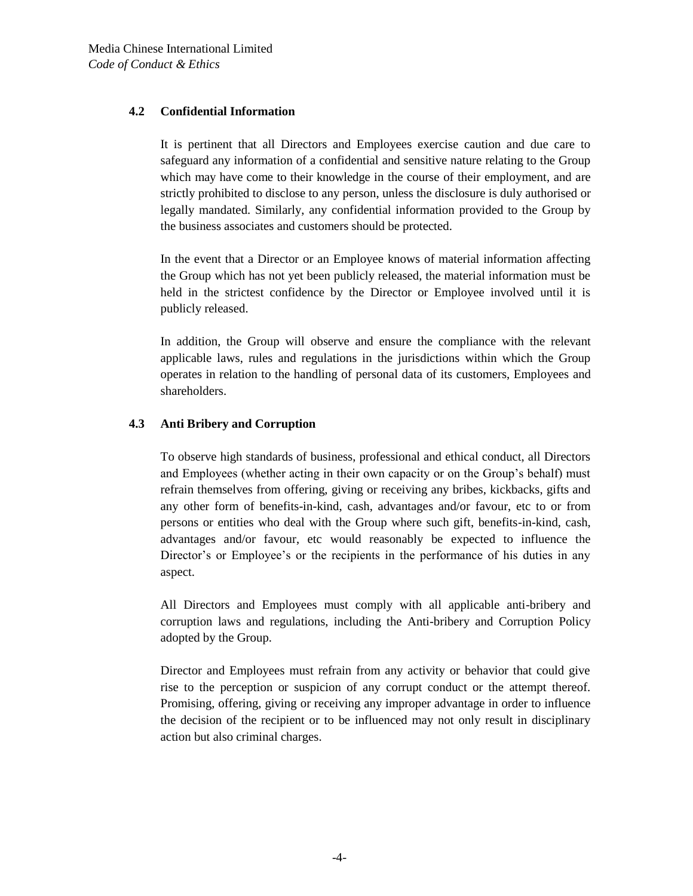### 4.2 Confidential Information

It is pertinent that all Directors and Employees exercise caution and due care to safeguard any information of a confidential and sensitive nature relating to the Group which may have come to their knowledge in the course of their employment, and are strictly prohibited to disclose to any person, unless the disclosure is duly authorised or legally mandated. Similarly, any confidential information provided to the Group by the business associates and customers should be protected.

In the event that a Director or an Employee knows of material information affecting the Group which has not yet been publicly released, the material information must be held in the strictest confidence by the Director or Employee involved until it is publicly released.

In addition, the Group will observe and ensure the compliance with the relevant applicable laws, rules and regulations in the jurisdictions within which the Group operates in relation to the handling of personal data of its customers, Employees and shareholders.

### 4.3 Anti Bribery and Corruption

To observe high standards of business, professional and ethical conduct, all Directors and Employees (whether acting in their own capacity or on the Group's behalf) must refrain themselves from offering, giving or receiving any bribes, kickbacks, gifts and any other form of benefits-in-kind, cash, advantages and/or favour, etc to or from persons or entities who deal with the Group where such gift, benefits-in-kind, cash, advantages and/or favour, etc would reasonably be expected to influence the Director's or Employee's or the recipients in the performance of his duties in any aspect.

All Directors and Employees must comply with all applicable anti-bribery and corruption laws and regulations, including the Anti-bribery and Corruption Policy adopted by the Group.

Director and Employees must refrain from any activity or behavior that could give rise to the perception or suspicion of any corrupt conduct or the attempt thereof. Promising, offering, giving or receiving any improper advantage in order to influence the decision of the recipient or to be influenced may not only result in disciplinary action but also criminal charges.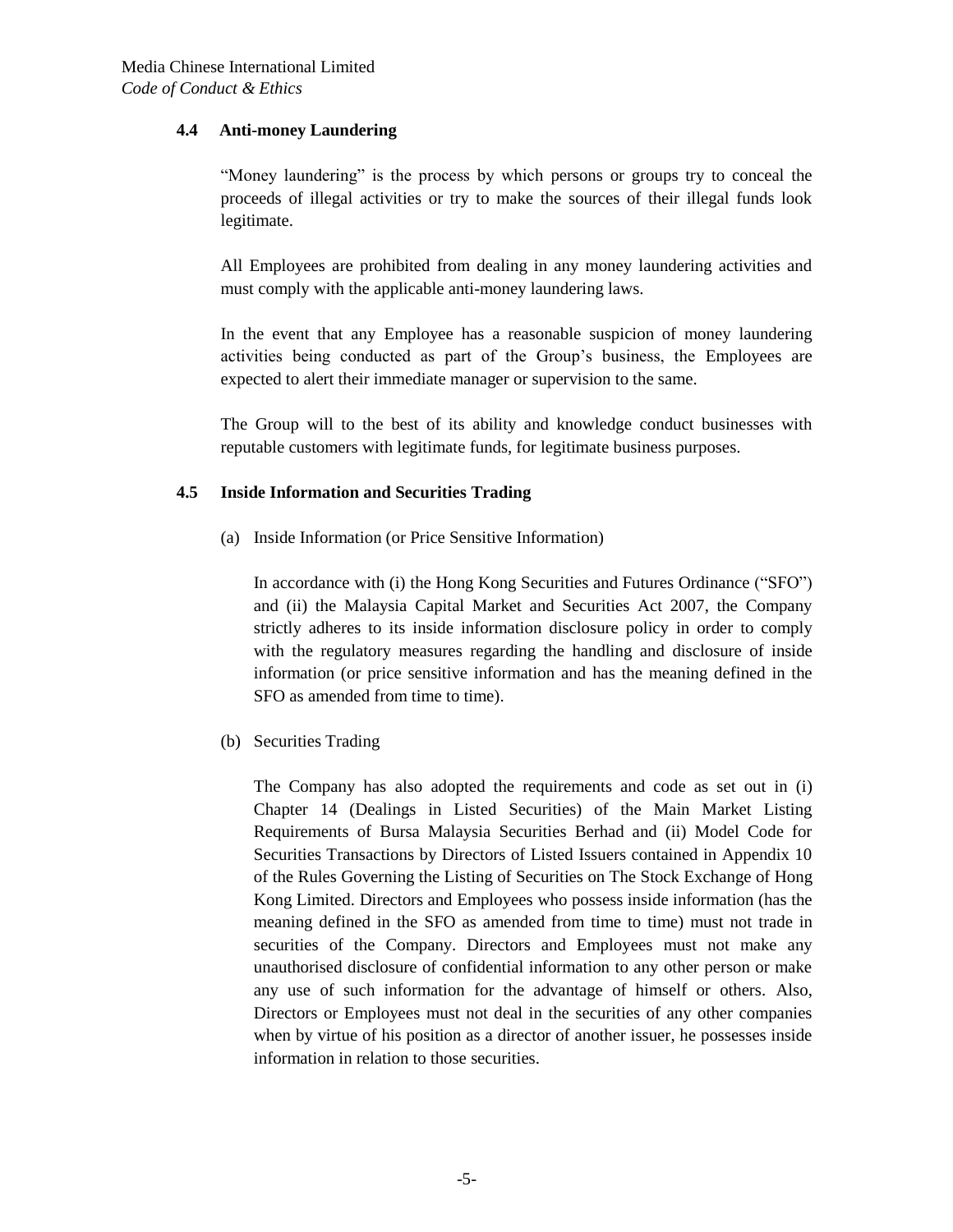### 4.4 Anti-money Laundering

"Money laundering" is the process by which persons or groups try to conceal the proceeds of illegal activities or try to make the sources of their illegal funds look legitimate.

All Employees are prohibited from dealing in any money laundering activities and must comply with the applicable anti-money laundering laws.

In the event that any Employee has a reasonable suspicion of money laundering activities being conducted as part of the Group's business, the Employees are expected to alert their immediate manager or supervision to the same.

The Group will to the best of its ability and knowledge conduct businesses with reputable customers with legitimate funds, for legitimate business purposes.

### 4.5 Inside Information and Securities Trading

(a) Inside Information (or Price Sensitive Information)

In accordance with (i) the Hong Kong Securities and Futures Ordinance ("SFO") and (ii) the Malaysia Capital Market and Securities Act 2007, the Company strictly adheres to its inside information disclosure policy in order to comply with the regulatory measures regarding the handling and disclosure of inside information (or price sensitive information and has the meaning defined in the SFO as amended from time to time).

(b) Securities Trading

The Company has also adopted the requirements and code as set out in (i) Chapter 14 (Dealings in Listed Securities) of the Main Market Listing Requirements of Bursa Malaysia Securities Berhad and (ii) Model Code for Securities Transactions by Directors of Listed Issuers contained in Appendix 10 of the Rules Governing the Listing of Securities on The Stock Exchange of Hong Kong Limited. Directors and Employees who possess inside information (has the meaning defined in the SFO as amended from time to time) must not trade in securities of the Company. Directors and Employees must not make any unauthorised disclosure of confidential information to any other person or make any use of such information for the advantage of himself or others. Also, Directors or Employees must not deal in the securities of any other companies when by virtue of his position as a director of another issuer, he possesses inside information in relation to those securities.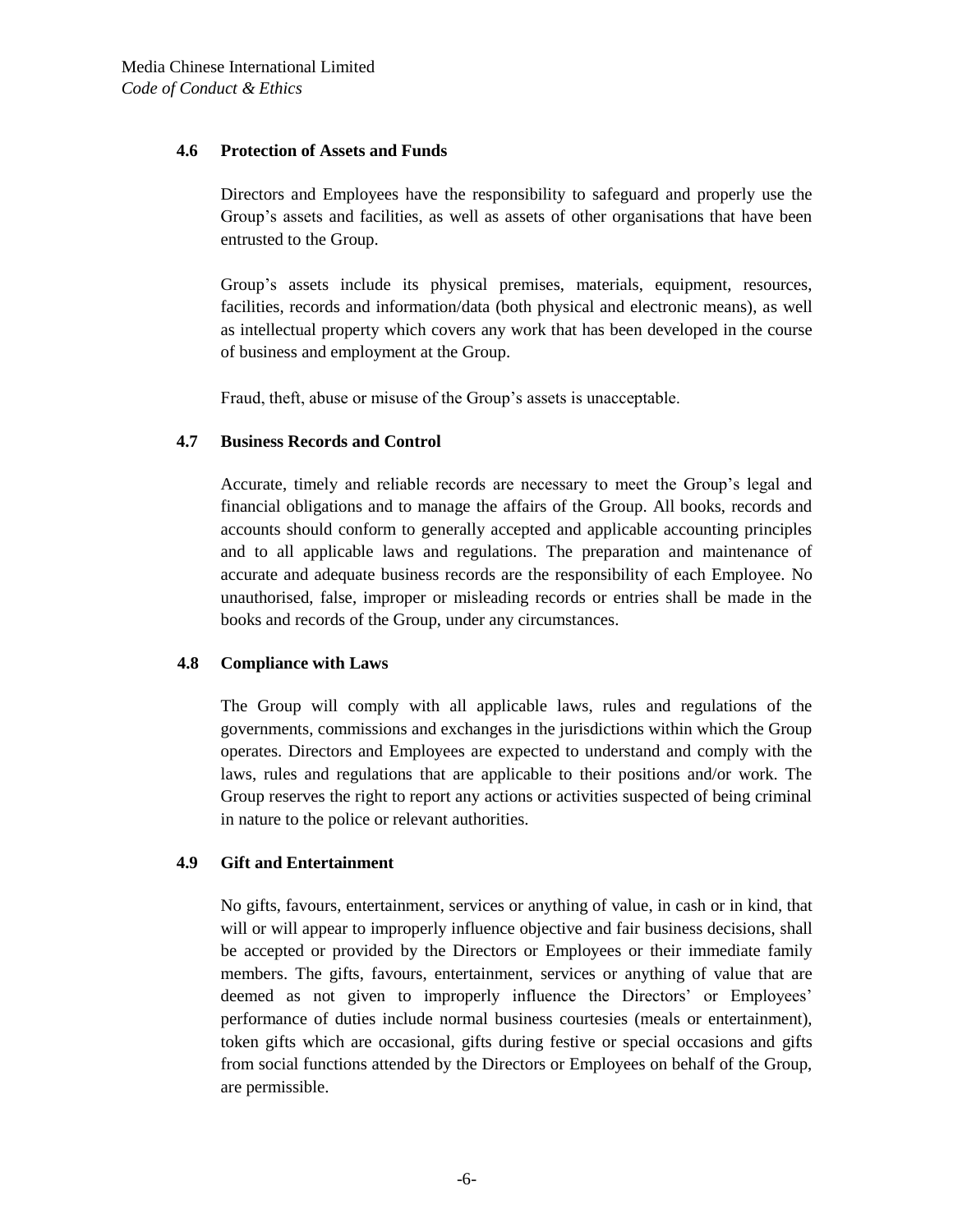### 4.6 Protection of Assets and Funds

Directors and Employees have the responsibility to safeguard and properly use the Group's assets and facilities, as well as assets of other organisations that have been entrusted to the Group.

Group's assets include its physical premises, materials, equipment, resources, facilities, records and information/data (both physical and electronic means), as well as intellectual property which covers any work that has been developed in the course of business and employment at the Group.

Fraud, theft, abuse or misuse of the Group's assets is unacceptable.

### 4.7 Business Records and Control

Accurate, timely and reliable records are necessary to meet the Group's legal and financial obligations and to manage the affairs of the Group. All books, records and accounts should conform to generally accepted and applicable accounting principles and to all applicable laws and regulations. The preparation and maintenance of accurate and adequate business records are the responsibility of each Employee. No unauthorised, false, improper or misleading records or entries shall be made in the books and records of the Group, under any circumstances.

### 4.8 Compliance with Laws

The Group will comply with all applicable laws, rules and regulations of the governments, commissions and exchanges in the jurisdictions within which the Group operates. Directors and Employees are expected to understand and comply with the laws, rules and regulations that are applicable to their positions and/or work. The Group reserves the right to report any actions or activities suspected of being criminal in nature to the police or relevant authorities.

### 4.9 Gift and Entertainment

No gifts, favours, entertainment, services or anything of value, in cash or in kind, that will or will appear to improperly influence objective and fair business decisions, shall be accepted or provided by the Directors or Employees or their immediate family members. The gifts, favours, entertainment, services or anything of value that are deemed as not given to improperly influence the Directors' or Employees' performance of duties include normal business courtesies (meals or entertainment), token gifts which are occasional, gifts during festive or special occasions and gifts from social functions attended by the Directors or Employees on behalf of the Group, are permissible.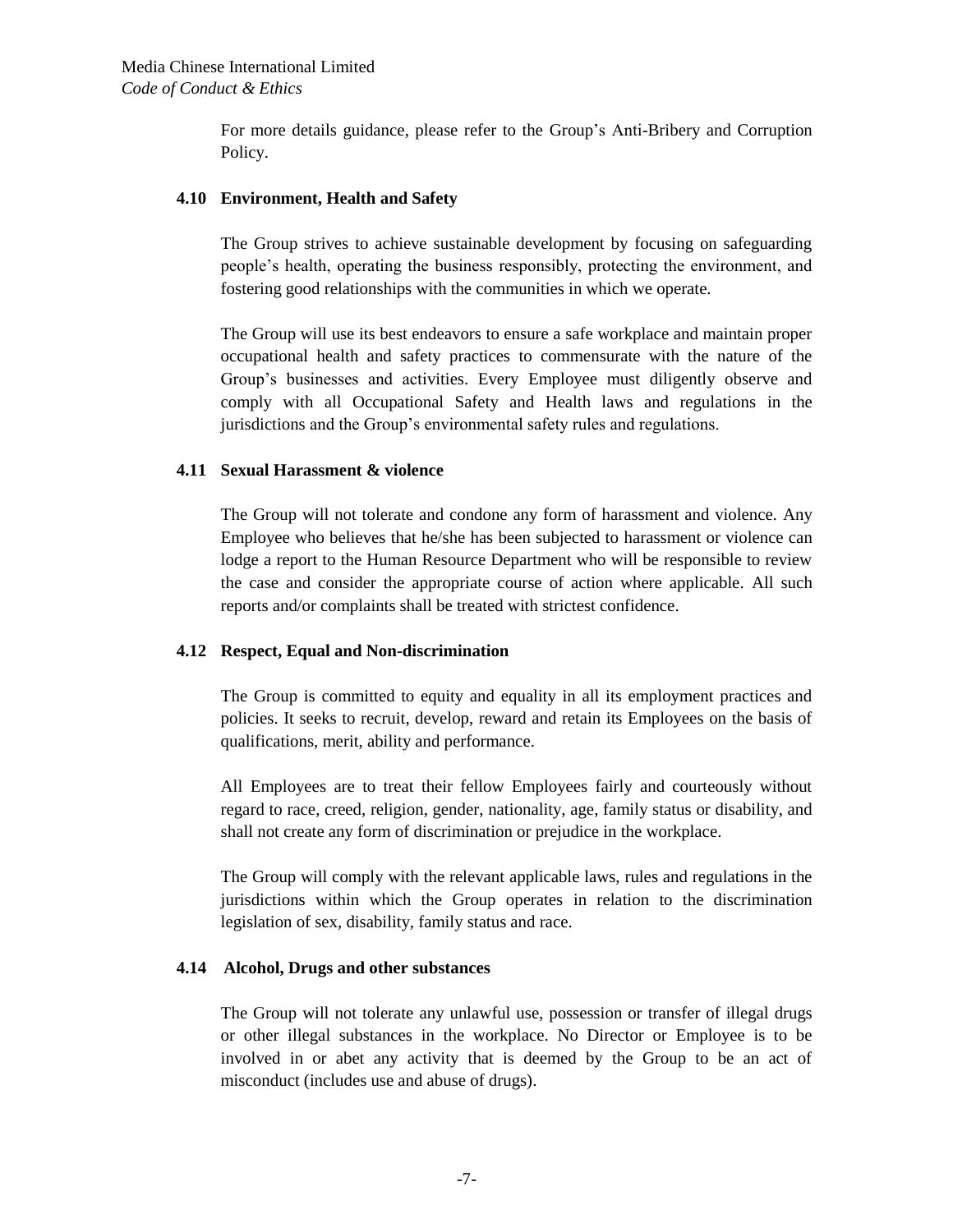For more details guidance, please refer to the Group's Anti-Bribery and Corruption Policy.

### 4.10 Environment, Health and Safety

The Group strives to achieve sustainable development by focusing on safeguarding people's health, operating the business responsibly, protecting the environment, and fostering good relationships with the communities in which we operate.

The Group will use its best endeavors to ensure a safe workplace and maintain proper occupational health and safety practices to commensurate with the nature of the Group's businesses and activities. Every Employee must diligently observe and comply with all Occupational Safety and Health laws and regulations in the jurisdictions and the Group's environmental safety rules and regulations.

### 4.11 Sexual Harassment & violence

The Group will not tolerate and condone any form of harassment and violence. Any Employee who believes that he/she has been subjected to harassment or violence can lodge a report to the Human Resource Department who will be responsible to review the case and consider the appropriate course of action where applicable. All such reports and/or complaints shall be treated with strictest confidence.

### 4.12 Respect, Equal and Non-discrimination

The Group is committed to equity and equality in all its employment practices and policies. It seeks to recruit, develop, reward and retain its Employees on the basis of qualifications, merit, ability and performance.

All Employees are to treat their fellow Employees fairly and courteously without regard to race, creed, religion, gender, nationality, age, family status or disability, and shall not create any form of discrimination or prejudice in the workplace.

The Group will comply with the relevant applicable laws, rules and regulations in the jurisdictions within which the Group operates in relation to the discrimination legislation of sex, disability, family status and race.

### 4.14 Alcohol, Drugs and other substances

The Group will not tolerate any unlawful use, possession or transfer of illegal drugs or other illegal substances in the workplace. No Director or Employee is to be involved in or abet any activity that is deemed by the Group to be an act of misconduct (includes use and abuse of drugs).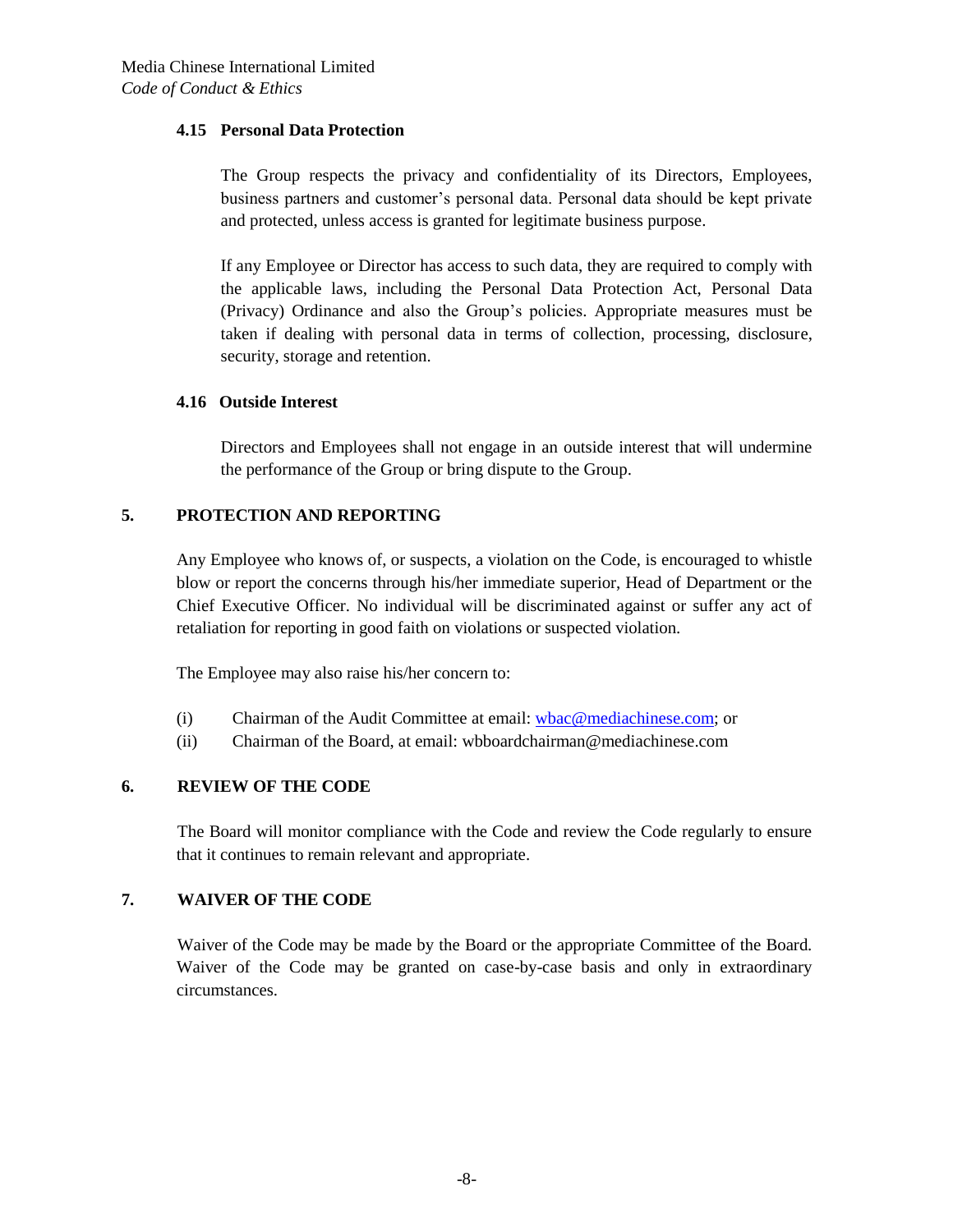### 4.15 Personal Data Protection

The Group respects the privacy and confidentiality of its Directors, Employees, business partners and customer's personal data. Personal data should be kept private and protected, unless access is granted for legitimate business purpose.

If any Employee or Director has access to such data, they are required to comply with the applicable laws, including the Personal Data Protection Act, Personal Data (Privacy) Ordinance and also the Group's policies. Appropriate measures must be taken if dealing with personal data in terms of collection, processing, disclosure, security, storage and retention.

### 4.16 Outside Interest

Directors and Employees shall not engage in an outside interest that will undermine the performance of the Group or bring dispute to the Group.

## 5. PROTECTION AND REPORTING

Any Employee who knows of, or suspects, a violation on the Code, is encouraged to whistle blow or report the concerns through his/her immediate superior, Head of Department or the Chief Executive Officer. No individual will be discriminated against or suffer any act of retaliation for reporting in good faith on violations or suspected violation.

The Employee may also raise his/her concern to:

(i) Chairman of the Audit Committee at email: wbac@mediachinese.com; or

(ii) Chairman of the Board, at email: wbboardchairman@mediachinese.com

## 6. REVIEW OF THE CODE

The Board will monitor compliance with the Code and review the Code regularly to ensure that it continues to remain relevant and appropriate.

## 7. WAIVER OF THE CODE

Waiver of the Code may be made by the Board or the appropriate Committee of the Board. Waiver of the Code may be granted on case-by-case basis and only in extraordinary circumstances.